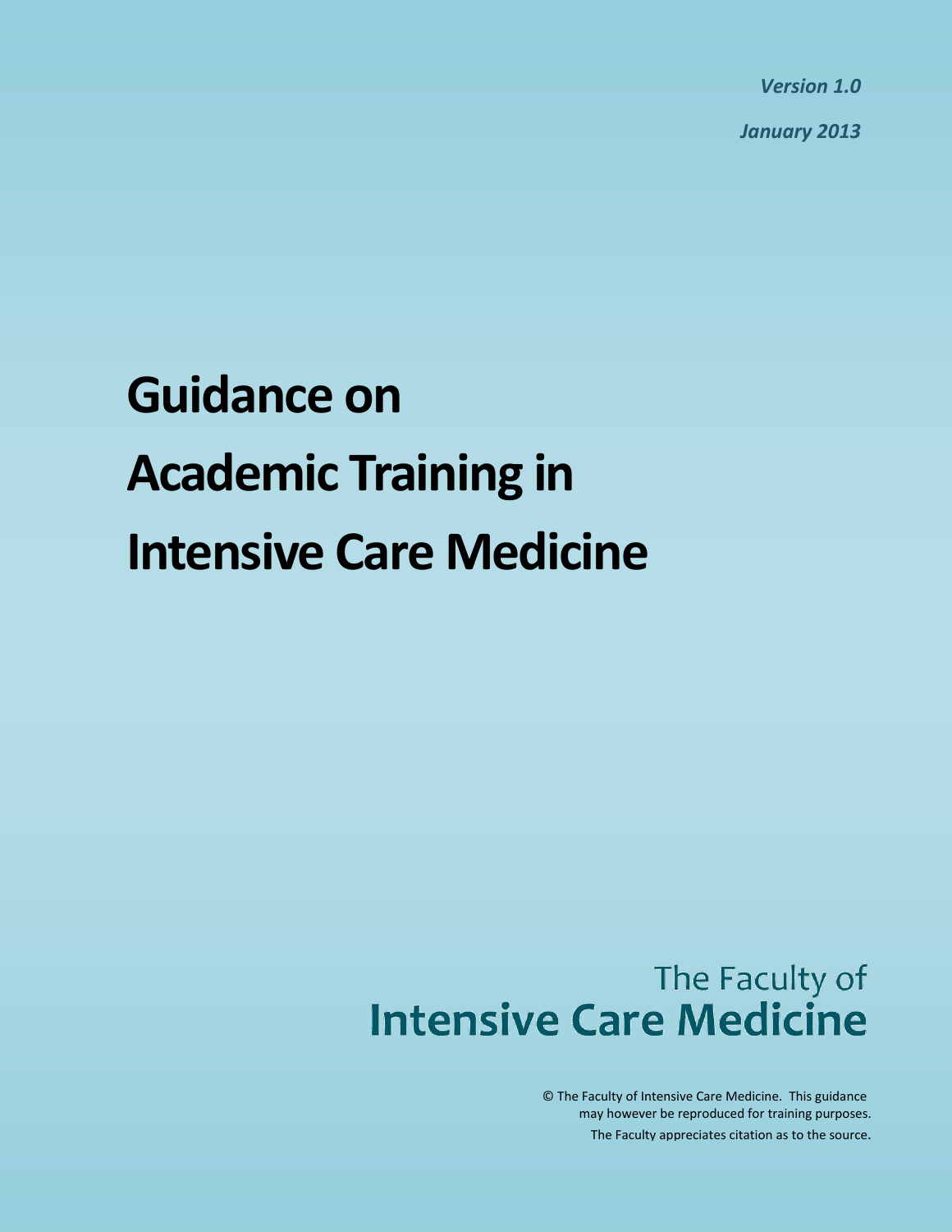*Version 1.0*

*January 2013*

# Guidance on Academic Training in Intensive Care Medicine

The Faculty of
**Intensive Care Medicine**

© The Faculty of Intensive Care Medicine. This guidance may however be reproduced for training purposes.
The Faculty appreciates citation as to the source.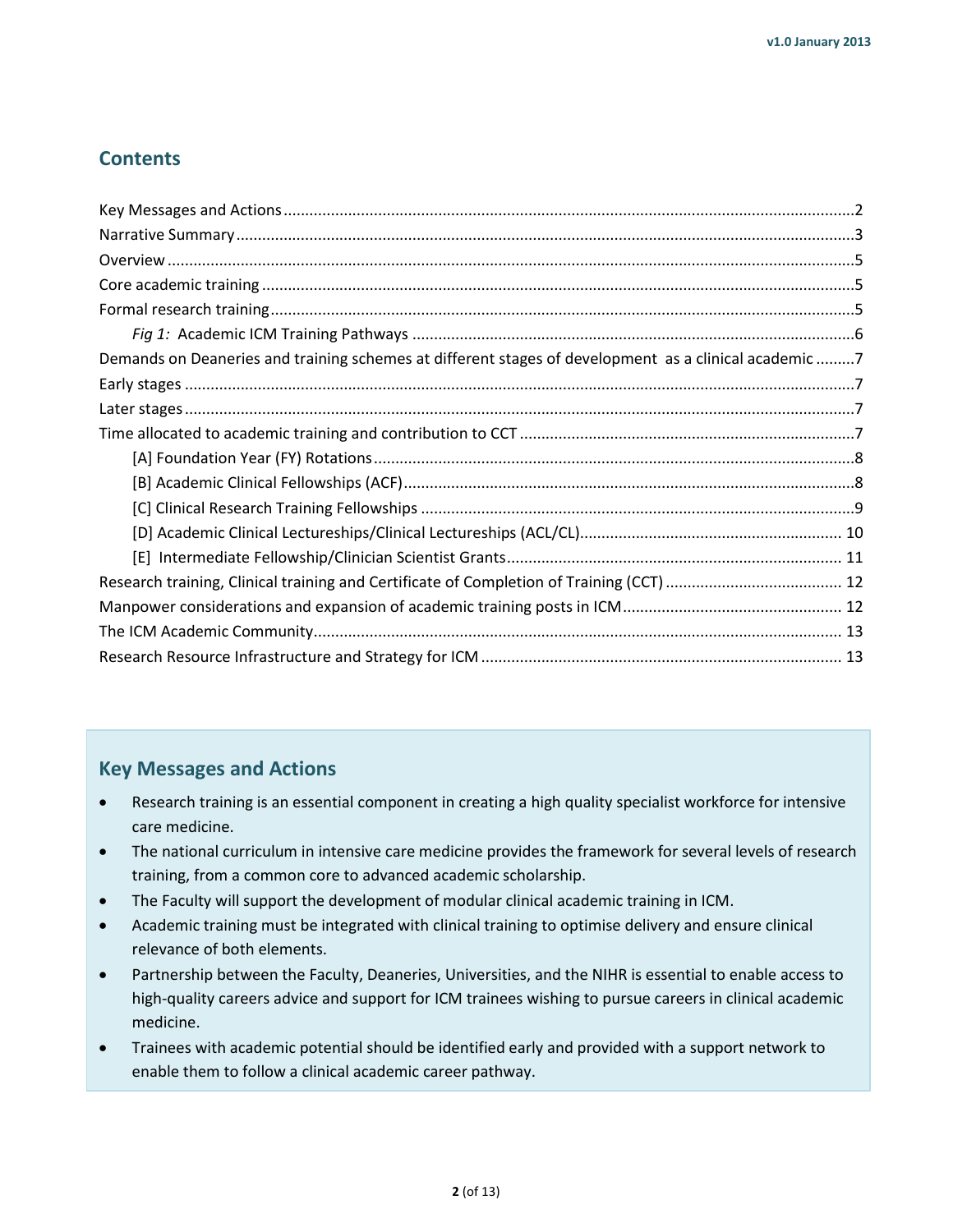## Contents

Key Messages and Actions ....................................................... 2
Narrative Summary ....................................................... 3
Overview ....................................................... 5
Core academic training ....................................................... 5
Formal research training ....................................................... 5
  *Fig 1:* Academic ICM Training Pathways ....................................................... 6
Demands on Deaneries and training schemes at different stages of development as a clinical academic ......... 7
Early stages ....................................................... 7
Later stages ....................................................... 7
Time allocated to academic training and contribution to CCT ....................................................... 7
  [A] Foundation Year (FY) Rotations ....................................................... 8
  [B] Academic Clinical Fellowships (ACF) ....................................................... 8
  [C] Clinical Research Training Fellowships ....................................................... 9
  [D] Academic Clinical Lectureships/Clinical Lectureships (ACL/CL) ....................................................... 10
  [E] Intermediate Fellowship/Clinician Scientist Grants ....................................................... 11
Research training, Clinical training and Certificate of Completion of Training (CCT) ....................................................... 12
Manpower considerations and expansion of academic training posts in ICM ....................................................... 12
The ICM Academic Community ....................................................... 13
Research Resource Infrastructure and Strategy for ICM ....................................................... 13

## Key Messages and Actions

- Research training is an essential component in creating a high quality specialist workforce for intensive care medicine.
- The national curriculum in intensive care medicine provides the framework for several levels of research training, from a common core to advanced academic scholarship.
- The Faculty will support the development of modular clinical academic training in ICM.
- Academic training must be integrated with clinical training to optimise delivery and ensure clinical relevance of both elements.
- Partnership between the Faculty, Deaneries, Universities, and the NIHR is essential to enable access to high-quality careers advice and support for ICM trainees wishing to pursue careers in clinical academic medicine.
- Trainees with academic potential should be identified early and provided with a support network to enable them to follow a clinical academic career pathway.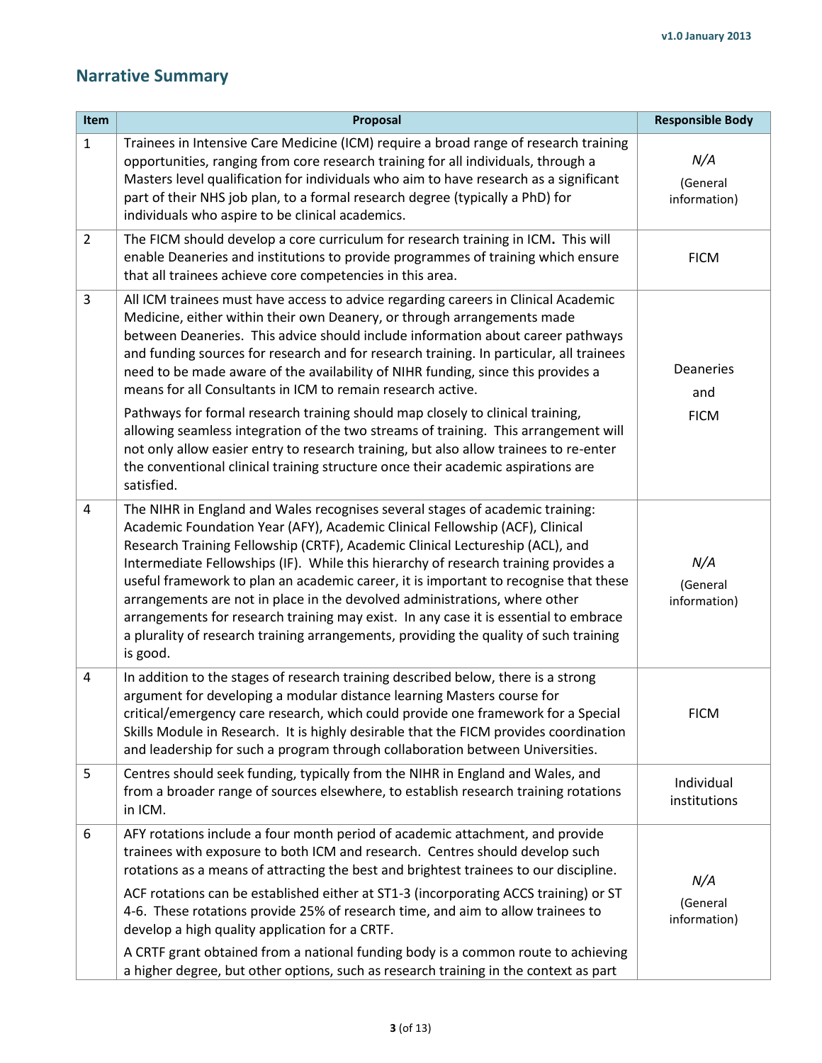## Narrative Summary

| Item | Proposal | Responsible Body |
|---|---|---|
| 1 | Trainees in Intensive Care Medicine (ICM) require a broad range of research training opportunities, ranging from core research training for all individuals, through a Masters level qualification for individuals who aim to have research as a significant part of their NHS job plan, to a formal research degree (typically a PhD) for individuals who aspire to be clinical academics. | *N/A* (General information) |
| 2 | The FICM should develop a core curriculum for research training in ICM**.** This will enable Deaneries and institutions to provide programmes of training which ensure that all trainees achieve core competencies in this area. | FICM |
| 3 | All ICM trainees must have access to advice regarding careers in Clinical Academic Medicine, either within their own Deanery, or through arrangements made between Deaneries. This advice should include information about career pathways and funding sources for research and for research training. In particular, all trainees need to be made aware of the availability of NIHR funding, since this provides a means for all Consultants in ICM to remain research active.<br><br>Pathways for formal research training should map closely to clinical training, allowing seamless integration of the two streams of training. This arrangement will not only allow easier entry to research training, but also allow trainees to re-enter the conventional clinical training structure once their academic aspirations are satisfied. | Deaneries and FICM |
| 4 | The NIHR in England and Wales recognises several stages of academic training: Academic Foundation Year (AFY), Academic Clinical Fellowship (ACF), Clinical Research Training Fellowship (CRTF), Academic Clinical Lectureship (ACL), and Intermediate Fellowships (IF). While this hierarchy of research training provides a useful framework to plan an academic career, it is important to recognise that these arrangements are not in place in the devolved administrations, where other arrangements for research training may exist. In any case it is essential to embrace a plurality of research training arrangements, providing the quality of such training is good. | *N/A* (General information) |
| 4 | In addition to the stages of research training described below, there is a strong argument for developing a modular distance learning Masters course for critical/emergency care research, which could provide one framework for a Special Skills Module in Research. It is highly desirable that the FICM provides coordination and leadership for such a program through collaboration between Universities. | FICM |
| 5 | Centres should seek funding, typically from the NIHR in England and Wales, and from a broader range of sources elsewhere, to establish research training rotations in ICM. | Individual institutions |
| 6 | AFY rotations include a four month period of academic attachment, and provide trainees with exposure to both ICM and research. Centres should develop such rotations as a means of attracting the best and brightest trainees to our discipline.<br><br>ACF rotations can be established either at ST1-3 (incorporating ACCS training) or ST 4-6. These rotations provide 25% of research time, and aim to allow trainees to develop a high quality application for a CRTF.<br><br>A CRTF grant obtained from a national funding body is a common route to achieving a higher degree, but other options, such as research training in the context as part | *N/A* (General information) |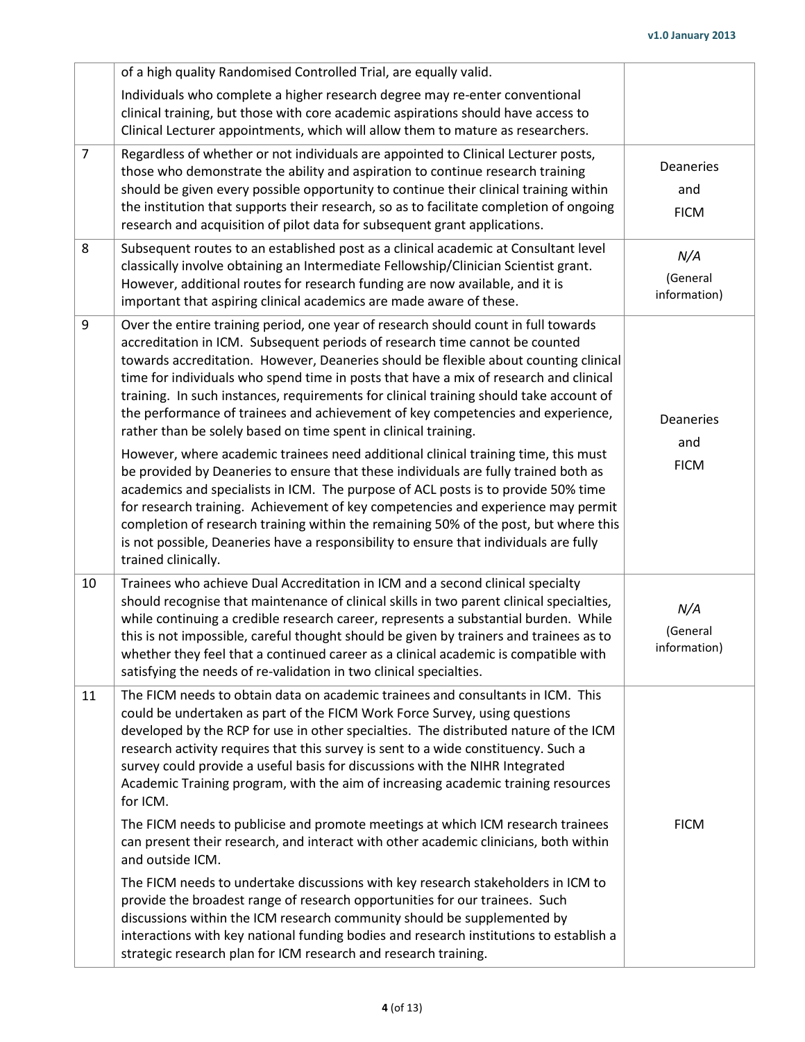| | | |
|---|---|---|
| | of a high quality Randomised Controlled Trial, are equally valid.<br><br>Individuals who complete a higher research degree may re-enter conventional clinical training, but those with core academic aspirations should have access to Clinical Lecturer appointments, which will allow them to mature as researchers. | |
| 7 | Regardless of whether or not individuals are appointed to Clinical Lecturer posts, those who demonstrate the ability and aspiration to continue research training should be given every possible opportunity to continue their clinical training within the institution that supports their research, so as to facilitate completion of ongoing research and acquisition of pilot data for subsequent grant applications. | Deaneries and FICM |
| 8 | Subsequent routes to an established post as a clinical academic at Consultant level classically involve obtaining an Intermediate Fellowship/Clinician Scientist grant. However, additional routes for research funding are now available, and it is important that aspiring clinical academics are made aware of these. | *N/A* (General information) |
| 9 | Over the entire training period, one year of research should count in full towards accreditation in ICM. Subsequent periods of research time cannot be counted towards accreditation. However, Deaneries should be flexible about counting clinical time for individuals who spend time in posts that have a mix of research and clinical training. In such instances, requirements for clinical training should take account of the performance of trainees and achievement of key competencies and experience, rather than be solely based on time spent in clinical training.<br><br>However, where academic trainees need additional clinical training time, this must be provided by Deaneries to ensure that these individuals are fully trained both as academics and specialists in ICM. The purpose of ACL posts is to provide 50% time for research training. Achievement of key competencies and experience may permit completion of research training within the remaining 50% of the post, but where this is not possible, Deaneries have a responsibility to ensure that individuals are fully trained clinically. | Deaneries and FICM |
| 10 | Trainees who achieve Dual Accreditation in ICM and a second clinical specialty should recognise that maintenance of clinical skills in two parent clinical specialties, while continuing a credible research career, represents a substantial burden. While this is not impossible, careful thought should be given by trainers and trainees as to whether they feel that a continued career as a clinical academic is compatible with satisfying the needs of re-validation in two clinical specialties. | *N/A* (General information) |
| 11 | The FICM needs to obtain data on academic trainees and consultants in ICM. This could be undertaken as part of the FICM Work Force Survey, using questions developed by the RCP for use in other specialties. The distributed nature of the ICM research activity requires that this survey is sent to a wide constituency. Such a survey could provide a useful basis for discussions with the NIHR Integrated Academic Training program, with the aim of increasing academic training resources for ICM.<br><br>The FICM needs to publicise and promote meetings at which ICM research trainees can present their research, and interact with other academic clinicians, both within and outside ICM.<br><br>The FICM needs to undertake discussions with key research stakeholders in ICM to provide the broadest range of research opportunities for our trainees. Such discussions within the ICM research community should be supplemented by interactions with key national funding bodies and research institutions to establish a strategic research plan for ICM research and research training. | FICM |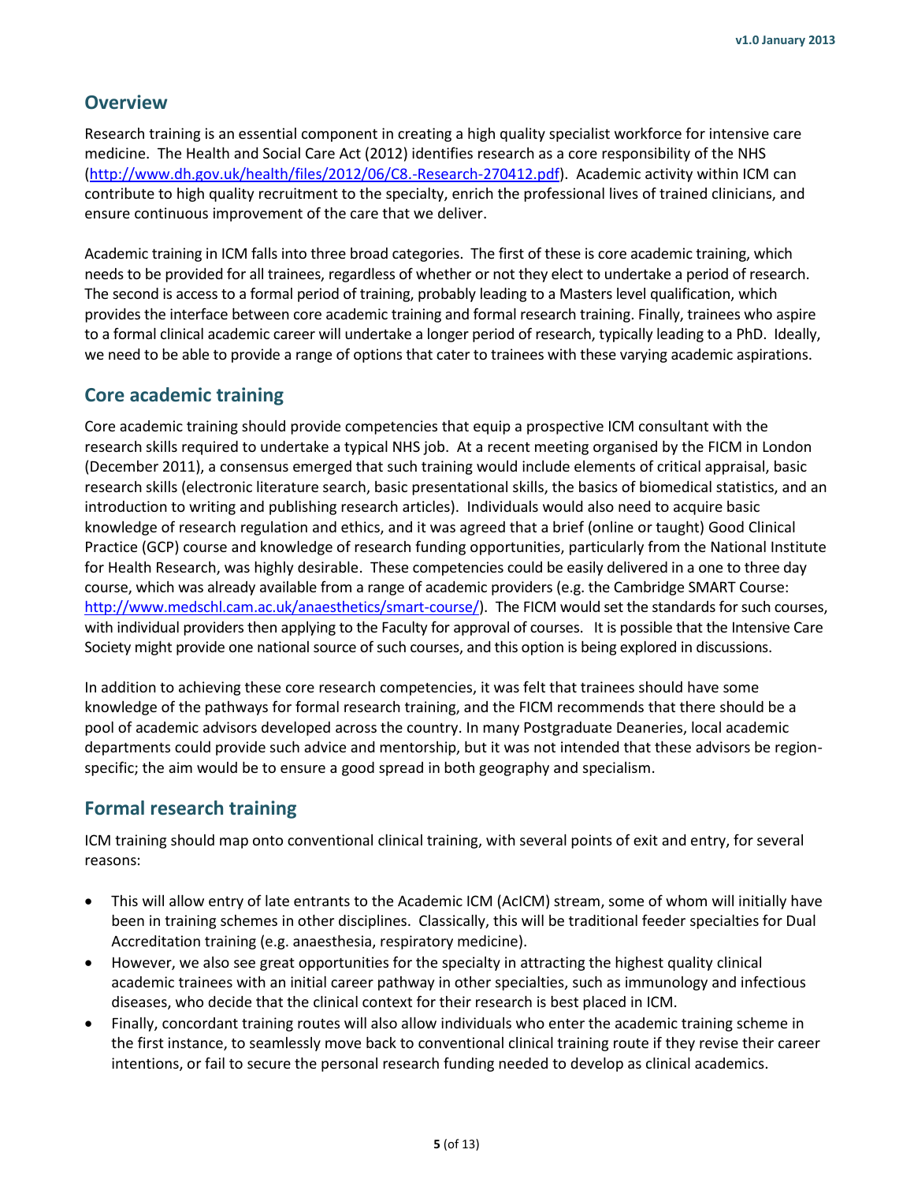## Overview

Research training is an essential component in creating a high quality specialist workforce for intensive care medicine. The Health and Social Care Act (2012) identifies research as a core responsibility of the NHS (http://www.dh.gov.uk/health/files/2012/06/C8.-Research-270412.pdf). Academic activity within ICM can contribute to high quality recruitment to the specialty, enrich the professional lives of trained clinicians, and ensure continuous improvement of the care that we deliver.

Academic training in ICM falls into three broad categories. The first of these is core academic training, which needs to be provided for all trainees, regardless of whether or not they elect to undertake a period of research. The second is access to a formal period of training, probably leading to a Masters level qualification, which provides the interface between core academic training and formal research training. Finally, trainees who aspire to a formal clinical academic career will undertake a longer period of research, typically leading to a PhD. Ideally, we need to be able to provide a range of options that cater to trainees with these varying academic aspirations.

## Core academic training

Core academic training should provide competencies that equip a prospective ICM consultant with the research skills required to undertake a typical NHS job. At a recent meeting organised by the FICM in London (December 2011), a consensus emerged that such training would include elements of critical appraisal, basic research skills (electronic literature search, basic presentational skills, the basics of biomedical statistics, and an introduction to writing and publishing research articles). Individuals would also need to acquire basic knowledge of research regulation and ethics, and it was agreed that a brief (online or taught) Good Clinical Practice (GCP) course and knowledge of research funding opportunities, particularly from the National Institute for Health Research, was highly desirable. These competencies could be easily delivered in a one to three day course, which was already available from a range of academic providers (e.g. the Cambridge SMART Course: http://www.medschl.cam.ac.uk/anaesthetics/smart-course/). The FICM would set the standards for such courses, with individual providers then applying to the Faculty for approval of courses. It is possible that the Intensive Care Society might provide one national source of such courses, and this option is being explored in discussions.

In addition to achieving these core research competencies, it was felt that trainees should have some knowledge of the pathways for formal research training, and the FICM recommends that there should be a pool of academic advisors developed across the country. In many Postgraduate Deaneries, local academic departments could provide such advice and mentorship, but it was not intended that these advisors be region-specific; the aim would be to ensure a good spread in both geography and specialism.

## Formal research training

ICM training should map onto conventional clinical training, with several points of exit and entry, for several reasons:

- This will allow entry of late entrants to the Academic ICM (AcICM) stream, some of whom will initially have been in training schemes in other disciplines. Classically, this will be traditional feeder specialties for Dual Accreditation training (e.g. anaesthesia, respiratory medicine).
- However, we also see great opportunities for the specialty in attracting the highest quality clinical academic trainees with an initial career pathway in other specialties, such as immunology and infectious diseases, who decide that the clinical context for their research is best placed in ICM.
- Finally, concordant training routes will also allow individuals who enter the academic training scheme in the first instance, to seamlessly move back to conventional clinical training route if they revise their career intentions, or fail to secure the personal research funding needed to develop as clinical academics.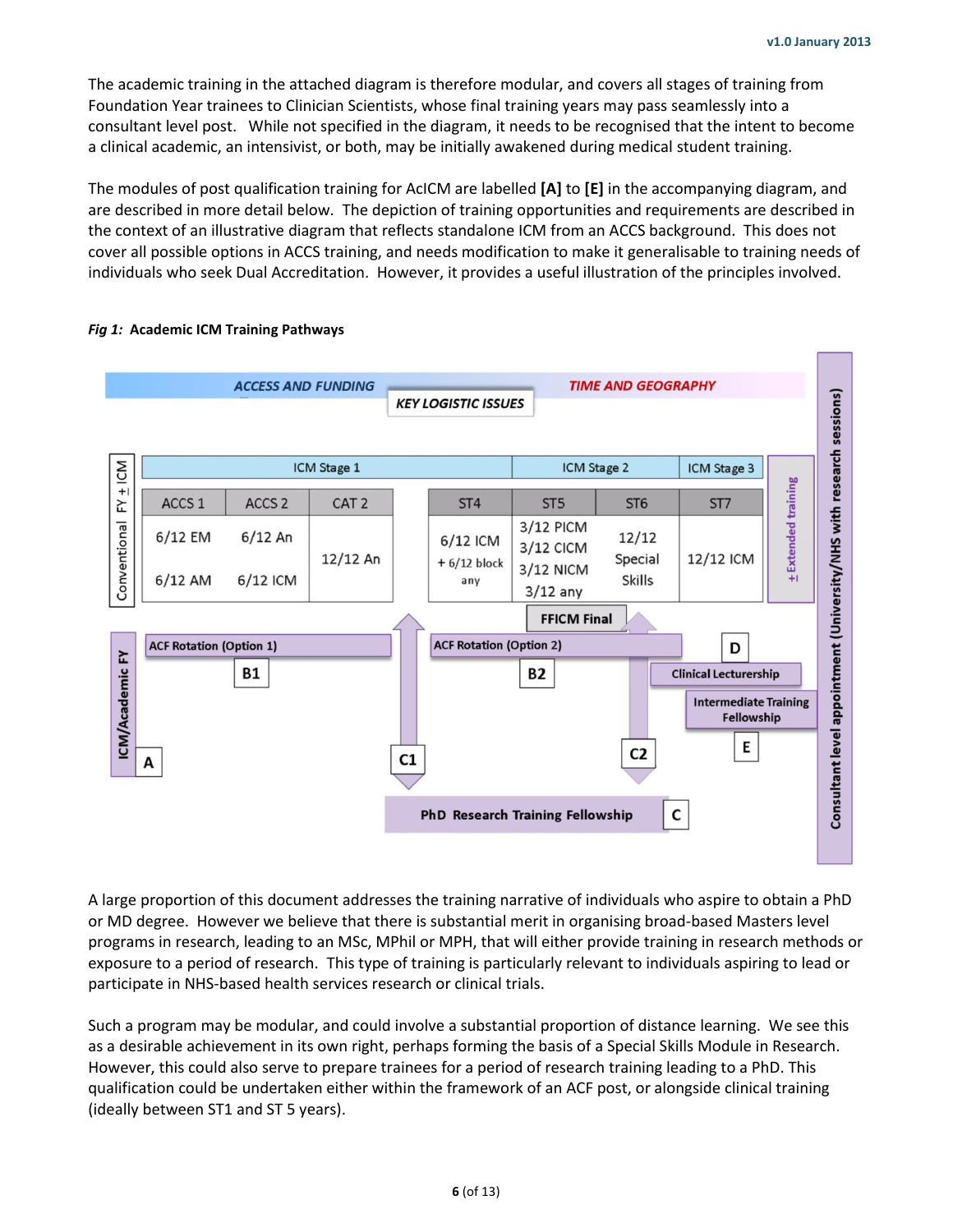The academic training in the attached diagram is therefore modular, and covers all stages of training from Foundation Year trainees to Clinician Scientists, whose final training years may pass seamlessly into a consultant level post. While not specified in the diagram, it needs to be recognised that the intent to become a clinical academic, an intensivist, or both, may be initially awakened during medical student training.

The modules of post qualification training for AcICM are labelled **[A]** to **[E]** in the accompanying diagram, and are described in more detail below. The depiction of training opportunities and requirements are described in the context of an illustrative diagram that reflects standalone ICM from an ACCS background. This does not cover all possible options in ACCS training, and needs modification to make it generalisable to training needs of individuals who seek Dual Accreditation. However, it provides a useful illustration of the principles involved.

***Fig 1:*** **Academic ICM Training Pathways**

ACCESS AND FUNDING — KEY LOGISTIC ISSUES — TIME AND GEOGRAPHY

Conventional FY ± ICM

| ICM Stage 1 | | | | ICM Stage 2 | | ICM Stage 3 |
|---|---|---|---|---|---|---|
| ACCS 1 | ACCS 2 | CAT 2 | ST4 | ST5 | ST6 | ST7 |
| 6/12 EM<br>6/12 AM | 6/12 An<br>6/12 ICM | 12/12 An | 6/12 ICM<br>+ 6/12 block any | 3/12 PICM<br>3/12 CICM<br>3/12 NICM<br>3/12 any | 12/12 Special Skills | 12/12 ICM |

± Extended training

FFICM Final

ICM/Academic FY — A

ACF Rotation (Option 1) — B1

ACF Rotation (Option 2) — B2

C1

C2

PhD Research Training Fellowship — C

Clinical Lecturership — D

Intermediate Training Fellowship — E

Consultant level appointment (University/NHS with research sessions)

A large proportion of this document addresses the training narrative of individuals who aspire to obtain a PhD or MD degree. However we believe that there is substantial merit in organising broad-based Masters level programs in research, leading to an MSc, MPhil or MPH, that will either provide training in research methods or exposure to a period of research. This type of training is particularly relevant to individuals aspiring to lead or participate in NHS-based health services research or clinical trials.

Such a program may be modular, and could involve a substantial proportion of distance learning. We see this as a desirable achievement in its own right, perhaps forming the basis of a Special Skills Module in Research. However, this could also serve to prepare trainees for a period of research training leading to a PhD. This qualification could be undertaken either within the framework of an ACF post, or alongside clinical training (ideally between ST1 and ST 5 years).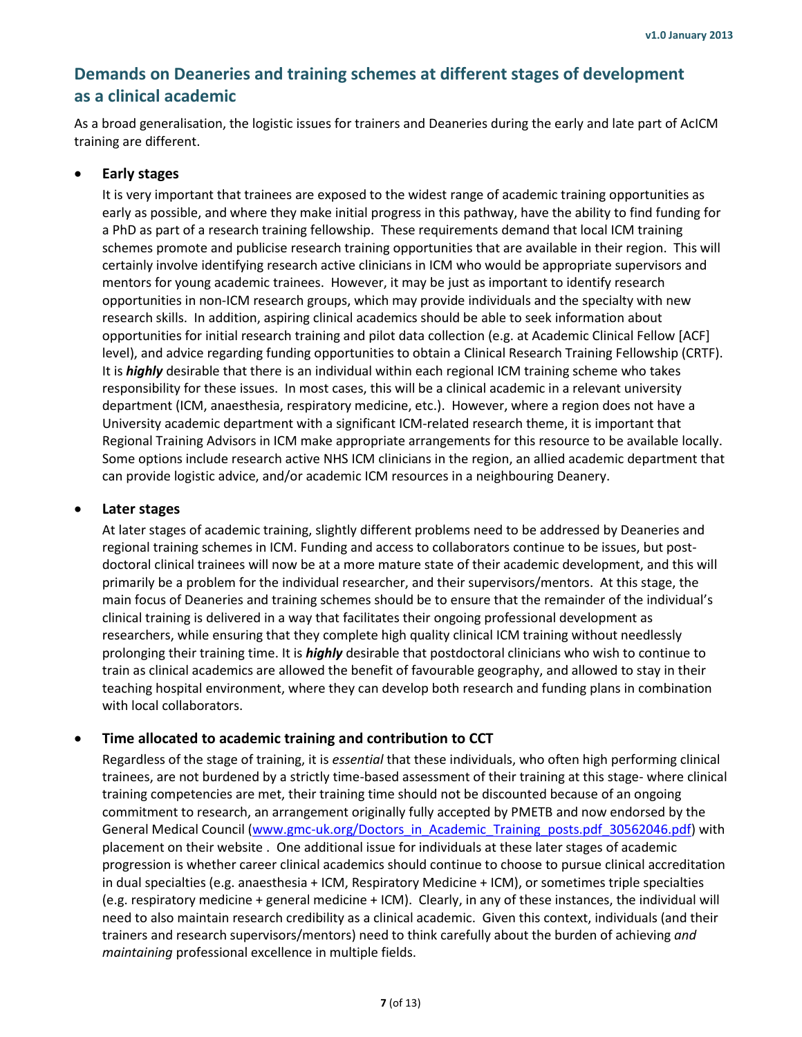## Demands on Deaneries and training schemes at different stages of development as a clinical academic

As a broad generalisation, the logistic issues for trainers and Deaneries during the early and late part of AcICM training are different.

- **Early stages**

  It is very important that trainees are exposed to the widest range of academic training opportunities as early as possible, and where they make initial progress in this pathway, have the ability to find funding for a PhD as part of a research training fellowship. These requirements demand that local ICM training schemes promote and publicise research training opportunities that are available in their region. This will certainly involve identifying research active clinicians in ICM who would be appropriate supervisors and mentors for young academic trainees. However, it may be just as important to identify research opportunities in non-ICM research groups, which may provide individuals and the specialty with new research skills. In addition, aspiring clinical academics should be able to seek information about opportunities for initial research training and pilot data collection (e.g. at Academic Clinical Fellow [ACF] level), and advice regarding funding opportunities to obtain a Clinical Research Training Fellowship (CRTF). It is ***highly*** desirable that there is an individual within each regional ICM training scheme who takes responsibility for these issues. In most cases, this will be a clinical academic in a relevant university department (ICM, anaesthesia, respiratory medicine, etc.). However, where a region does not have a University academic department with a significant ICM-related research theme, it is important that Regional Training Advisors in ICM make appropriate arrangements for this resource to be available locally. Some options include research active NHS ICM clinicians in the region, an allied academic department that can provide logistic advice, and/or academic ICM resources in a neighbouring Deanery.

- **Later stages**

  At later stages of academic training, slightly different problems need to be addressed by Deaneries and regional training schemes in ICM. Funding and access to collaborators continue to be issues, but post-doctoral clinical trainees will now be at a more mature state of their academic development, and this will primarily be a problem for the individual researcher, and their supervisors/mentors. At this stage, the main focus of Deaneries and training schemes should be to ensure that the remainder of the individual's clinical training is delivered in a way that facilitates their ongoing professional development as researchers, while ensuring that they complete high quality clinical ICM training without needlessly prolonging their training time. It is ***highly*** desirable that postdoctoral clinicians who wish to continue to train as clinical academics are allowed the benefit of favourable geography, and allowed to stay in their teaching hospital environment, where they can develop both research and funding plans in combination with local collaborators.

- **Time allocated to academic training and contribution to CCT**

  Regardless of the stage of training, it is *essential* that these individuals, who often high performing clinical trainees, are not burdened by a strictly time-based assessment of their training at this stage- where clinical training competencies are met, their training time should not be discounted because of an ongoing commitment to research, an arrangement originally fully accepted by PMETB and now endorsed by the General Medical Council (www.gmc-uk.org/Doctors_in_Academic_Training_posts.pdf_30562046.pdf) with placement on their website . One additional issue for individuals at these later stages of academic progression is whether career clinical academics should continue to choose to pursue clinical accreditation in dual specialties (e.g. anaesthesia + ICM, Respiratory Medicine + ICM), or sometimes triple specialties (e.g. respiratory medicine + general medicine + ICM). Clearly, in any of these instances, the individual will need to also maintain research credibility as a clinical academic. Given this context, individuals (and their trainers and research supervisors/mentors) need to think carefully about the burden of achieving *and maintaining* professional excellence in multiple fields.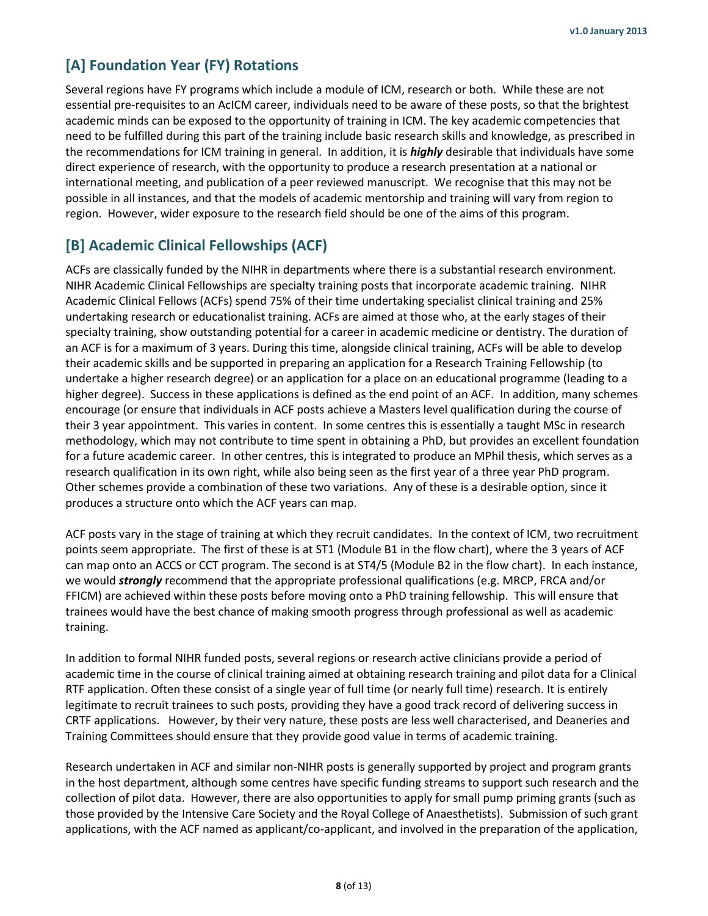## [A] Foundation Year (FY) Rotations

Several regions have FY programs which include a module of ICM, research or both. While these are not essential pre-requisites to an AcICM career, individuals need to be aware of these posts, so that the brightest academic minds can be exposed to the opportunity of training in ICM. The key academic competencies that need to be fulfilled during this part of the training include basic research skills and knowledge, as prescribed in the recommendations for ICM training in general. In addition, it is ***highly*** desirable that individuals have some direct experience of research, with the opportunity to produce a research presentation at a national or international meeting, and publication of a peer reviewed manuscript. We recognise that this may not be possible in all instances, and that the models of academic mentorship and training will vary from region to region. However, wider exposure to the research field should be one of the aims of this program.

## [B] Academic Clinical Fellowships (ACF)

ACFs are classically funded by the NIHR in departments where there is a substantial research environment. NIHR Academic Clinical Fellowships are specialty training posts that incorporate academic training. NIHR Academic Clinical Fellows (ACFs) spend 75% of their time undertaking specialist clinical training and 25% undertaking research or educationalist training. ACFs are aimed at those who, at the early stages of their specialty training, show outstanding potential for a career in academic medicine or dentistry. The duration of an ACF is for a maximum of 3 years. During this time, alongside clinical training, ACFs will be able to develop their academic skills and be supported in preparing an application for a Research Training Fellowship (to undertake a higher research degree) or an application for a place on an educational programme (leading to a higher degree). Success in these applications is defined as the end point of an ACF. In addition, many schemes encourage (or ensure that individuals in ACF posts achieve a Masters level qualification during the course of their 3 year appointment. This varies in content. In some centres this is essentially a taught MSc in research methodology, which may not contribute to time spent in obtaining a PhD, but provides an excellent foundation for a future academic career. In other centres, this is integrated to produce an MPhil thesis, which serves as a research qualification in its own right, while also being seen as the first year of a three year PhD program. Other schemes provide a combination of these two variations. Any of these is a desirable option, since it produces a structure onto which the ACF years can map.

ACF posts vary in the stage of training at which they recruit candidates. In the context of ICM, two recruitment points seem appropriate. The first of these is at ST1 (Module B1 in the flow chart), where the 3 years of ACF can map onto an ACCS or CCT program. The second is at ST4/5 (Module B2 in the flow chart). In each instance, we would ***strongly*** recommend that the appropriate professional qualifications (e.g. MRCP, FRCA and/or FFICM) are achieved within these posts before moving onto a PhD training fellowship. This will ensure that trainees would have the best chance of making smooth progress through professional as well as academic training.

In addition to formal NIHR funded posts, several regions or research active clinicians provide a period of academic time in the course of clinical training aimed at obtaining research training and pilot data for a Clinical RTF application. Often these consist of a single year of full time (or nearly full time) research. It is entirely legitimate to recruit trainees to such posts, providing they have a good track record of delivering success in CRTF applications. However, by their very nature, these posts are less well characterised, and Deaneries and Training Committees should ensure that they provide good value in terms of academic training.

Research undertaken in ACF and similar non-NIHR posts is generally supported by project and program grants in the host department, although some centres have specific funding streams to support such research and the collection of pilot data. However, there are also opportunities to apply for small pump priming grants (such as those provided by the Intensive Care Society and the Royal College of Anaesthetists). Submission of such grant applications, with the ACF named as applicant/co-applicant, and involved in the preparation of the application,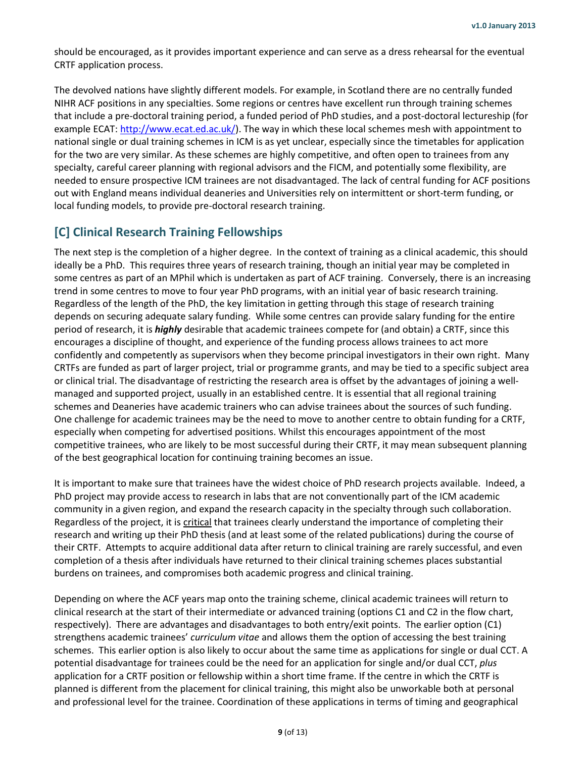should be encouraged, as it provides important experience and can serve as a dress rehearsal for the eventual CRTF application process.

The devolved nations have slightly different models. For example, in Scotland there are no centrally funded NIHR ACF positions in any specialties. Some regions or centres have excellent run through training schemes that include a pre-doctoral training period, a funded period of PhD studies, and a post-doctoral lectureship (for example ECAT: [http://www.ecat.ed.ac.uk/](http://www.ecat.ed.ac.uk/)). The way in which these local schemes mesh with appointment to national single or dual training schemes in ICM is as yet unclear, especially since the timetables for application for the two are very similar. As these schemes are highly competitive, and often open to trainees from any specialty, careful career planning with regional advisors and the FICM, and potentially some flexibility, are needed to ensure prospective ICM trainees are not disadvantaged. The lack of central funding for ACF positions out with England means individual deaneries and Universities rely on intermittent or short-term funding, or local funding models, to provide pre-doctoral research training.

## [C] Clinical Research Training Fellowships

The next step is the completion of a higher degree. In the context of training as a clinical academic, this should ideally be a PhD. This requires three years of research training, though an initial year may be completed in some centres as part of an MPhil which is undertaken as part of ACF training. Conversely, there is an increasing trend in some centres to move to four year PhD programs, with an initial year of basic research training. Regardless of the length of the PhD, the key limitation in getting through this stage of research training depends on securing adequate salary funding. While some centres can provide salary funding for the entire period of research, it is ***highly*** desirable that academic trainees compete for (and obtain) a CRTF, since this encourages a discipline of thought, and experience of the funding process allows trainees to act more confidently and competently as supervisors when they become principal investigators in their own right. Many CRTFs are funded as part of larger project, trial or programme grants, and may be tied to a specific subject area or clinical trial. The disadvantage of restricting the research area is offset by the advantages of joining a well-managed and supported project, usually in an established centre. It is essential that all regional training schemes and Deaneries have academic trainers who can advise trainees about the sources of such funding. One challenge for academic trainees may be the need to move to another centre to obtain funding for a CRTF, especially when competing for advertised positions. Whilst this encourages appointment of the most competitive trainees, who are likely to be most successful during their CRTF, it may mean subsequent planning of the best geographical location for continuing training becomes an issue.

It is important to make sure that trainees have the widest choice of PhD research projects available. Indeed, a PhD project may provide access to research in labs that are not conventionally part of the ICM academic community in a given region, and expand the research capacity in the specialty through such collaboration. Regardless of the project, it is <u>critical</u> that trainees clearly understand the importance of completing their research and writing up their PhD thesis (and at least some of the related publications) during the course of their CRTF. Attempts to acquire additional data after return to clinical training are rarely successful, and even completion of a thesis after individuals have returned to their clinical training schemes places substantial burdens on trainees, and compromises both academic progress and clinical training.

Depending on where the ACF years map onto the training scheme, clinical academic trainees will return to clinical research at the start of their intermediate or advanced training (options C1 and C2 in the flow chart, respectively). There are advantages and disadvantages to both entry/exit points. The earlier option (C1) strengthens academic trainees' *curriculum vitae* and allows them the option of accessing the best training schemes. This earlier option is also likely to occur about the same time as applications for single or dual CCT. A potential disadvantage for trainees could be the need for an application for single and/or dual CCT, *plus* application for a CRTF position or fellowship within a short time frame. If the centre in which the CRTF is planned is different from the placement for clinical training, this might also be unworkable both at personal and professional level for the trainee. Coordination of these applications in terms of timing and geographical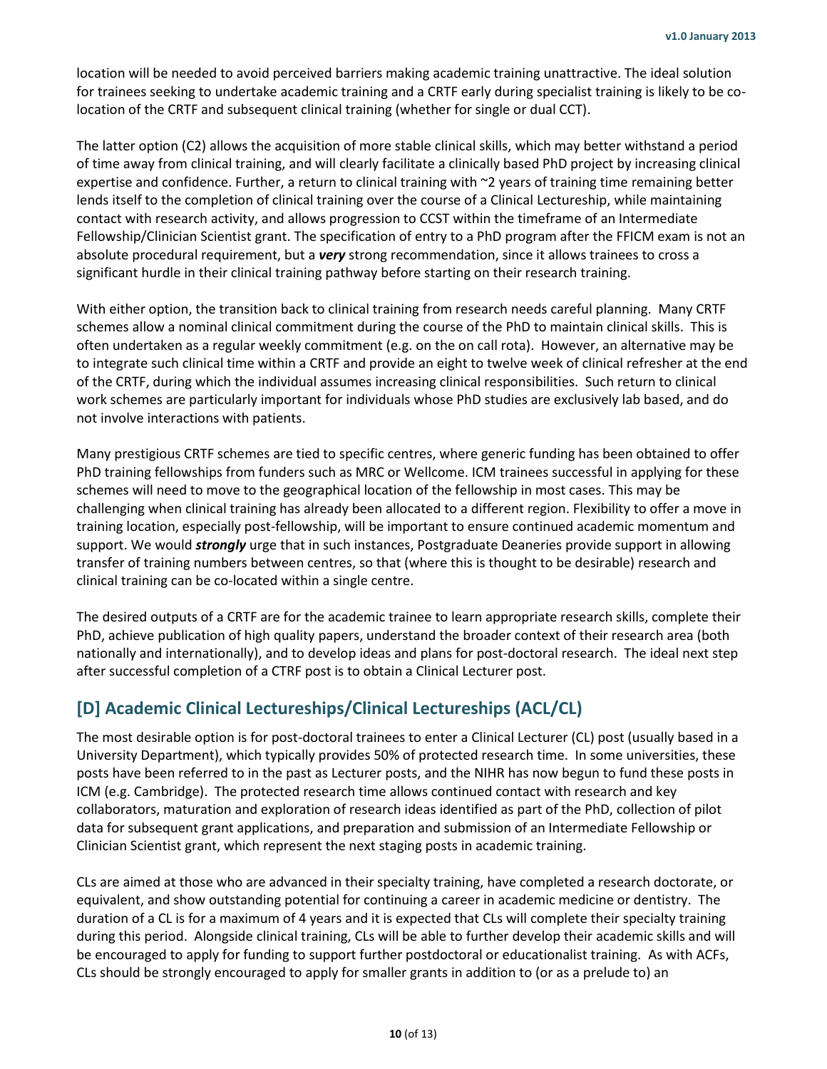location will be needed to avoid perceived barriers making academic training unattractive. The ideal solution for trainees seeking to undertake academic training and a CRTF early during specialist training is likely to be co-location of the CRTF and subsequent clinical training (whether for single or dual CCT).

The latter option (C2) allows the acquisition of more stable clinical skills, which may better withstand a period of time away from clinical training, and will clearly facilitate a clinically based PhD project by increasing clinical expertise and confidence. Further, a return to clinical training with ~2 years of training time remaining better lends itself to the completion of clinical training over the course of a Clinical Lectureship, while maintaining contact with research activity, and allows progression to CCST within the timeframe of an Intermediate Fellowship/Clinician Scientist grant. The specification of entry to a PhD program after the FFICM exam is not an absolute procedural requirement, but a ***very*** strong recommendation, since it allows trainees to cross a significant hurdle in their clinical training pathway before starting on their research training.

With either option, the transition back to clinical training from research needs careful planning. Many CRTF schemes allow a nominal clinical commitment during the course of the PhD to maintain clinical skills. This is often undertaken as a regular weekly commitment (e.g. on the on call rota). However, an alternative may be to integrate such clinical time within a CRTF and provide an eight to twelve week of clinical refresher at the end of the CRTF, during which the individual assumes increasing clinical responsibilities. Such return to clinical work schemes are particularly important for individuals whose PhD studies are exclusively lab based, and do not involve interactions with patients.

Many prestigious CRTF schemes are tied to specific centres, where generic funding has been obtained to offer PhD training fellowships from funders such as MRC or Wellcome. ICM trainees successful in applying for these schemes will need to move to the geographical location of the fellowship in most cases. This may be challenging when clinical training has already been allocated to a different region. Flexibility to offer a move in training location, especially post-fellowship, will be important to ensure continued academic momentum and support. We would ***strongly*** urge that in such instances, Postgraduate Deaneries provide support in allowing transfer of training numbers between centres, so that (where this is thought to be desirable) research and clinical training can be co-located within a single centre.

The desired outputs of a CRTF are for the academic trainee to learn appropriate research skills, complete their PhD, achieve publication of high quality papers, understand the broader context of their research area (both nationally and internationally), and to develop ideas and plans for post-doctoral research. The ideal next step after successful completion of a CTRF post is to obtain a Clinical Lecturer post.

## [D] Academic Clinical Lectureships/Clinical Lectureships (ACL/CL)

The most desirable option is for post-doctoral trainees to enter a Clinical Lecturer (CL) post (usually based in a University Department), which typically provides 50% of protected research time. In some universities, these posts have been referred to in the past as Lecturer posts, and the NIHR has now begun to fund these posts in ICM (e.g. Cambridge). The protected research time allows continued contact with research and key collaborators, maturation and exploration of research ideas identified as part of the PhD, collection of pilot data for subsequent grant applications, and preparation and submission of an Intermediate Fellowship or Clinician Scientist grant, which represent the next staging posts in academic training.

CLs are aimed at those who are advanced in their specialty training, have completed a research doctorate, or equivalent, and show outstanding potential for continuing a career in academic medicine or dentistry. The duration of a CL is for a maximum of 4 years and it is expected that CLs will complete their specialty training during this period. Alongside clinical training, CLs will be able to further develop their academic skills and will be encouraged to apply for funding to support further postdoctoral or educationalist training. As with ACFs, CLs should be strongly encouraged to apply for smaller grants in addition to (or as a prelude to) an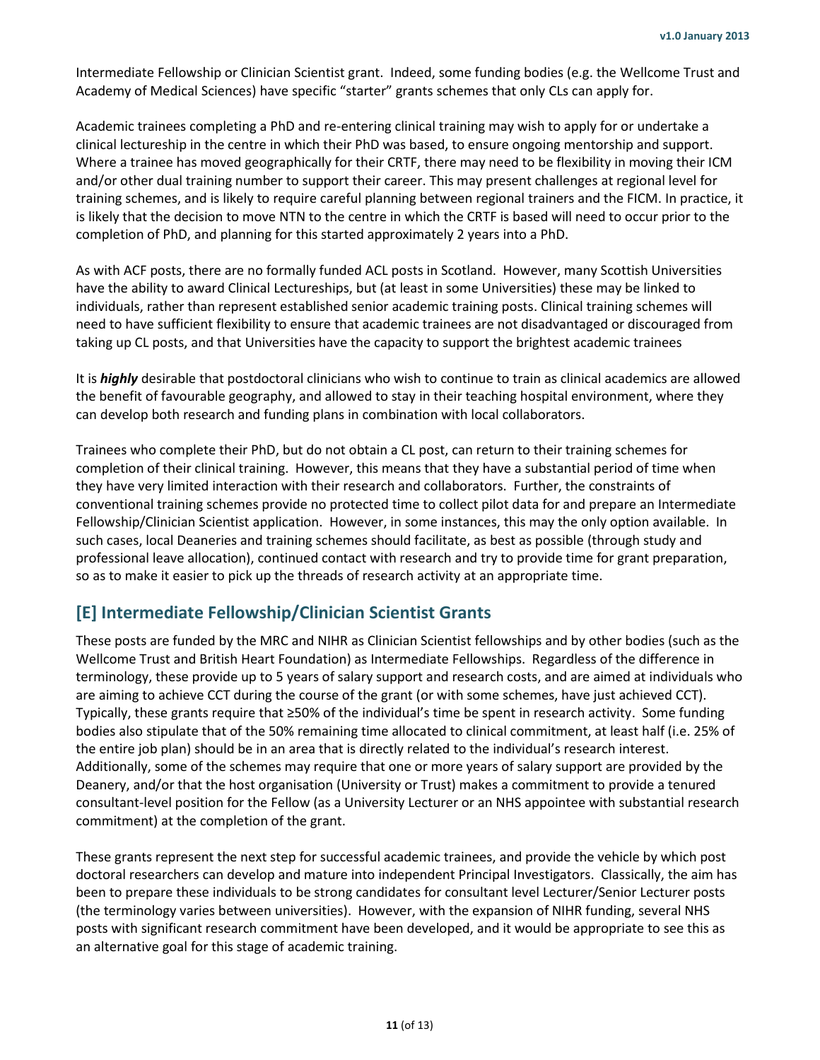Intermediate Fellowship or Clinician Scientist grant. Indeed, some funding bodies (e.g. the Wellcome Trust and Academy of Medical Sciences) have specific "starter" grants schemes that only CLs can apply for.

Academic trainees completing a PhD and re-entering clinical training may wish to apply for or undertake a clinical lectureship in the centre in which their PhD was based, to ensure ongoing mentorship and support. Where a trainee has moved geographically for their CRTF, there may need to be flexibility in moving their ICM and/or other dual training number to support their career. This may present challenges at regional level for training schemes, and is likely to require careful planning between regional trainers and the FICM. In practice, it is likely that the decision to move NTN to the centre in which the CRTF is based will need to occur prior to the completion of PhD, and planning for this started approximately 2 years into a PhD.

As with ACF posts, there are no formally funded ACL posts in Scotland. However, many Scottish Universities have the ability to award Clinical Lectureships, but (at least in some Universities) these may be linked to individuals, rather than represent established senior academic training posts. Clinical training schemes will need to have sufficient flexibility to ensure that academic trainees are not disadvantaged or discouraged from taking up CL posts, and that Universities have the capacity to support the brightest academic trainees

It is ***highly*** desirable that postdoctoral clinicians who wish to continue to train as clinical academics are allowed the benefit of favourable geography, and allowed to stay in their teaching hospital environment, where they can develop both research and funding plans in combination with local collaborators.

Trainees who complete their PhD, but do not obtain a CL post, can return to their training schemes for completion of their clinical training. However, this means that they have a substantial period of time when they have very limited interaction with their research and collaborators. Further, the constraints of conventional training schemes provide no protected time to collect pilot data for and prepare an Intermediate Fellowship/Clinician Scientist application. However, in some instances, this may the only option available. In such cases, local Deaneries and training schemes should facilitate, as best as possible (through study and professional leave allocation), continued contact with research and try to provide time for grant preparation, so as to make it easier to pick up the threads of research activity at an appropriate time.

## [E] Intermediate Fellowship/Clinician Scientist Grants

These posts are funded by the MRC and NIHR as Clinician Scientist fellowships and by other bodies (such as the Wellcome Trust and British Heart Foundation) as Intermediate Fellowships. Regardless of the difference in terminology, these provide up to 5 years of salary support and research costs, and are aimed at individuals who are aiming to achieve CCT during the course of the grant (or with some schemes, have just achieved CCT). Typically, these grants require that ≥50% of the individual's time be spent in research activity. Some funding bodies also stipulate that of the 50% remaining time allocated to clinical commitment, at least half (i.e. 25% of the entire job plan) should be in an area that is directly related to the individual's research interest. Additionally, some of the schemes may require that one or more years of salary support are provided by the Deanery, and/or that the host organisation (University or Trust) makes a commitment to provide a tenured consultant-level position for the Fellow (as a University Lecturer or an NHS appointee with substantial research commitment) at the completion of the grant.

These grants represent the next step for successful academic trainees, and provide the vehicle by which post doctoral researchers can develop and mature into independent Principal Investigators. Classically, the aim has been to prepare these individuals to be strong candidates for consultant level Lecturer/Senior Lecturer posts (the terminology varies between universities). However, with the expansion of NIHR funding, several NHS posts with significant research commitment have been developed, and it would be appropriate to see this as an alternative goal for this stage of academic training.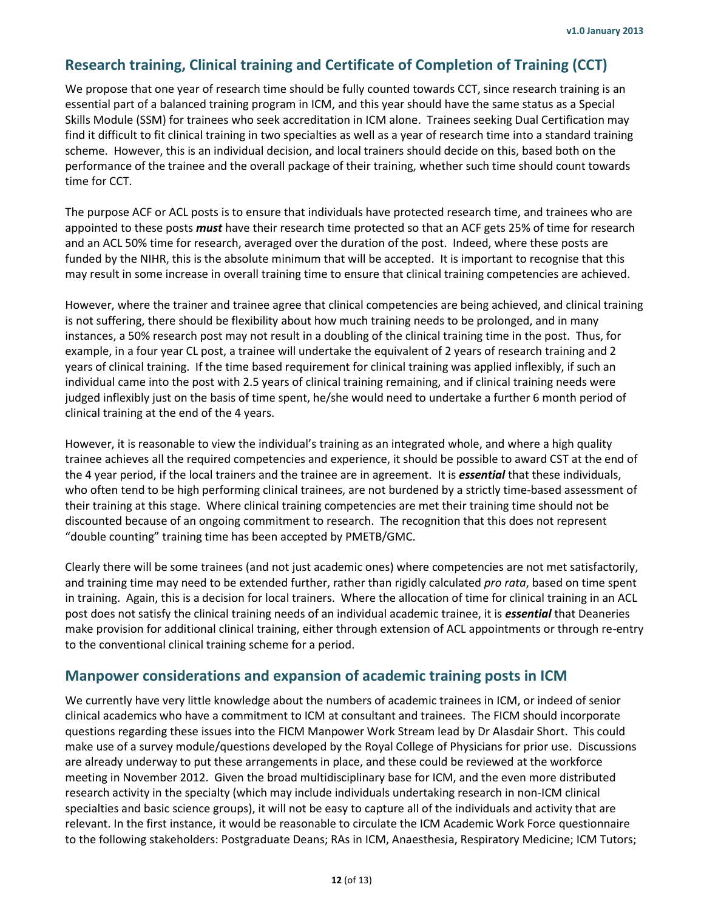## Research training, Clinical training and Certificate of Completion of Training (CCT)

We propose that one year of research time should be fully counted towards CCT, since research training is an essential part of a balanced training program in ICM, and this year should have the same status as a Special Skills Module (SSM) for trainees who seek accreditation in ICM alone. Trainees seeking Dual Certification may find it difficult to fit clinical training in two specialties as well as a year of research time into a standard training scheme. However, this is an individual decision, and local trainers should decide on this, based both on the performance of the trainee and the overall package of their training, whether such time should count towards time for CCT.

The purpose ACF or ACL posts is to ensure that individuals have protected research time, and trainees who are appointed to these posts ***must*** have their research time protected so that an ACF gets 25% of time for research and an ACL 50% time for research, averaged over the duration of the post. Indeed, where these posts are funded by the NIHR, this is the absolute minimum that will be accepted. It is important to recognise that this may result in some increase in overall training time to ensure that clinical training competencies are achieved.

However, where the trainer and trainee agree that clinical competencies are being achieved, and clinical training is not suffering, there should be flexibility about how much training needs to be prolonged, and in many instances, a 50% research post may not result in a doubling of the clinical training time in the post. Thus, for example, in a four year CL post, a trainee will undertake the equivalent of 2 years of research training and 2 years of clinical training. If the time based requirement for clinical training was applied inflexibly, if such an individual came into the post with 2.5 years of clinical training remaining, and if clinical training needs were judged inflexibly just on the basis of time spent, he/she would need to undertake a further 6 month period of clinical training at the end of the 4 years.

However, it is reasonable to view the individual's training as an integrated whole, and where a high quality trainee achieves all the required competencies and experience, it should be possible to award CST at the end of the 4 year period, if the local trainers and the trainee are in agreement. It is ***essential*** that these individuals, who often tend to be high performing clinical trainees, are not burdened by a strictly time-based assessment of their training at this stage. Where clinical training competencies are met their training time should not be discounted because of an ongoing commitment to research. The recognition that this does not represent "double counting" training time has been accepted by PMETB/GMC.

Clearly there will be some trainees (and not just academic ones) where competencies are not met satisfactorily, and training time may need to be extended further, rather than rigidly calculated *pro rata*, based on time spent in training. Again, this is a decision for local trainers. Where the allocation of time for clinical training in an ACL post does not satisfy the clinical training needs of an individual academic trainee, it is ***essential*** that Deaneries make provision for additional clinical training, either through extension of ACL appointments or through re-entry to the conventional clinical training scheme for a period.

## Manpower considerations and expansion of academic training posts in ICM

We currently have very little knowledge about the numbers of academic trainees in ICM, or indeed of senior clinical academics who have a commitment to ICM at consultant and trainees. The FICM should incorporate questions regarding these issues into the FICM Manpower Work Stream lead by Dr Alasdair Short. This could make use of a survey module/questions developed by the Royal College of Physicians for prior use. Discussions are already underway to put these arrangements in place, and these could be reviewed at the workforce meeting in November 2012. Given the broad multidisciplinary base for ICM, and the even more distributed research activity in the specialty (which may include individuals undertaking research in non-ICM clinical specialties and basic science groups), it will not be easy to capture all of the individuals and activity that are relevant. In the first instance, it would be reasonable to circulate the ICM Academic Work Force questionnaire to the following stakeholders: Postgraduate Deans; RAs in ICM, Anaesthesia, Respiratory Medicine; ICM Tutors;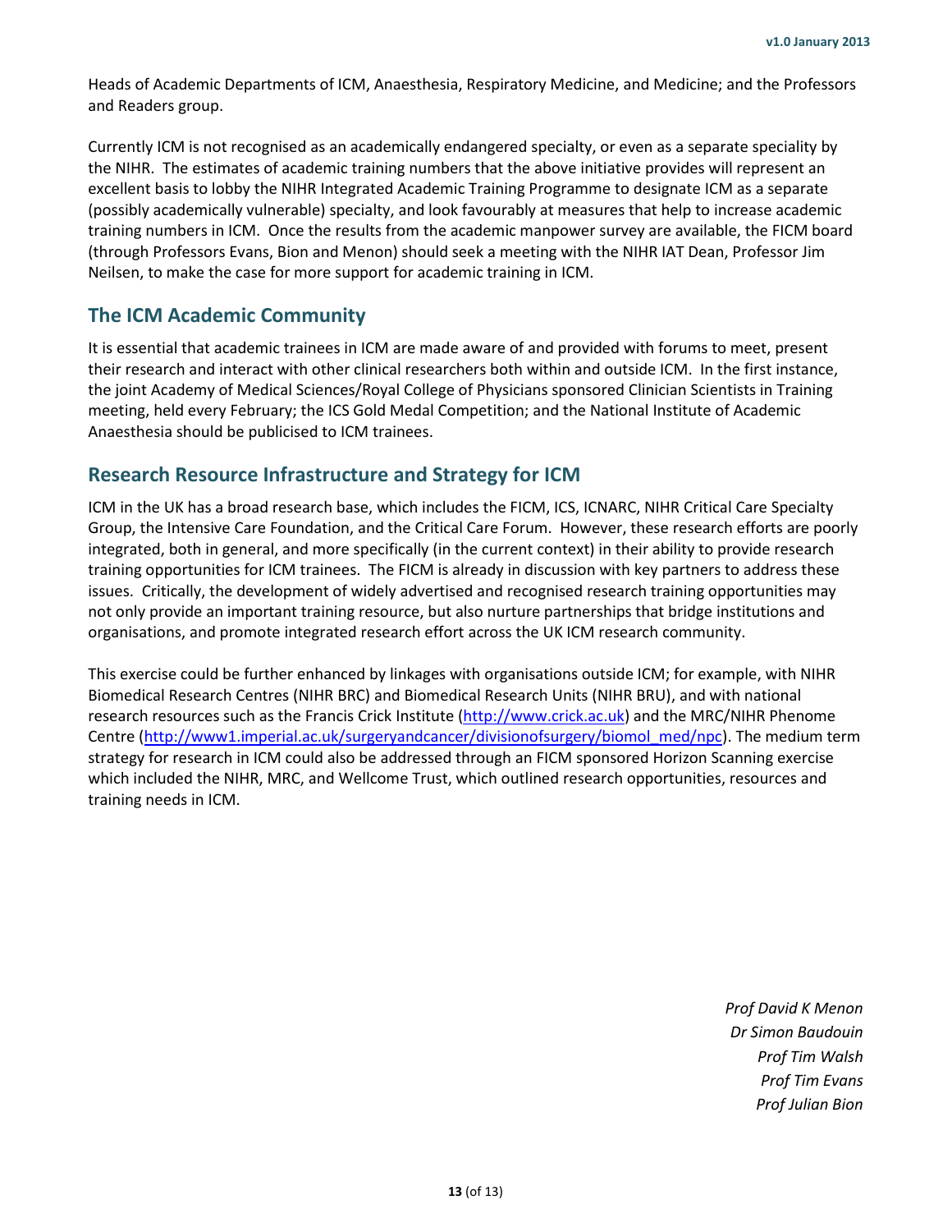Heads of Academic Departments of ICM, Anaesthesia, Respiratory Medicine, and Medicine; and the Professors and Readers group.

Currently ICM is not recognised as an academically endangered specialty, or even as a separate speciality by the NIHR. The estimates of academic training numbers that the above initiative provides will represent an excellent basis to lobby the NIHR Integrated Academic Training Programme to designate ICM as a separate (possibly academically vulnerable) specialty, and look favourably at measures that help to increase academic training numbers in ICM. Once the results from the academic manpower survey are available, the FICM board (through Professors Evans, Bion and Menon) should seek a meeting with the NIHR IAT Dean, Professor Jim Neilsen, to make the case for more support for academic training in ICM.

## The ICM Academic Community

It is essential that academic trainees in ICM are made aware of and provided with forums to meet, present their research and interact with other clinical researchers both within and outside ICM. In the first instance, the joint Academy of Medical Sciences/Royal College of Physicians sponsored Clinician Scientists in Training meeting, held every February; the ICS Gold Medal Competition; and the National Institute of Academic Anaesthesia should be publicised to ICM trainees.

## Research Resource Infrastructure and Strategy for ICM

ICM in the UK has a broad research base, which includes the FICM, ICS, ICNARC, NIHR Critical Care Specialty Group, the Intensive Care Foundation, and the Critical Care Forum. However, these research efforts are poorly integrated, both in general, and more specifically (in the current context) in their ability to provide research training opportunities for ICM trainees. The FICM is already in discussion with key partners to address these issues. Critically, the development of widely advertised and recognised research training opportunities may not only provide an important training resource, but also nurture partnerships that bridge institutions and organisations, and promote integrated research effort across the UK ICM research community.

This exercise could be further enhanced by linkages with organisations outside ICM; for example, with NIHR Biomedical Research Centres (NIHR BRC) and Biomedical Research Units (NIHR BRU), and with national research resources such as the Francis Crick Institute (http://www.crick.ac.uk) and the MRC/NIHR Phenome Centre (http://www1.imperial.ac.uk/surgeryandcancer/divisionofsurgery/biomol_med/npc). The medium term strategy for research in ICM could also be addressed through an FICM sponsored Horizon Scanning exercise which included the NIHR, MRC, and Wellcome Trust, which outlined research opportunities, resources and training needs in ICM.

*Prof David K Menon*
*Dr Simon Baudouin*
*Prof Tim Walsh*
*Prof Tim Evans*
*Prof Julian Bion*